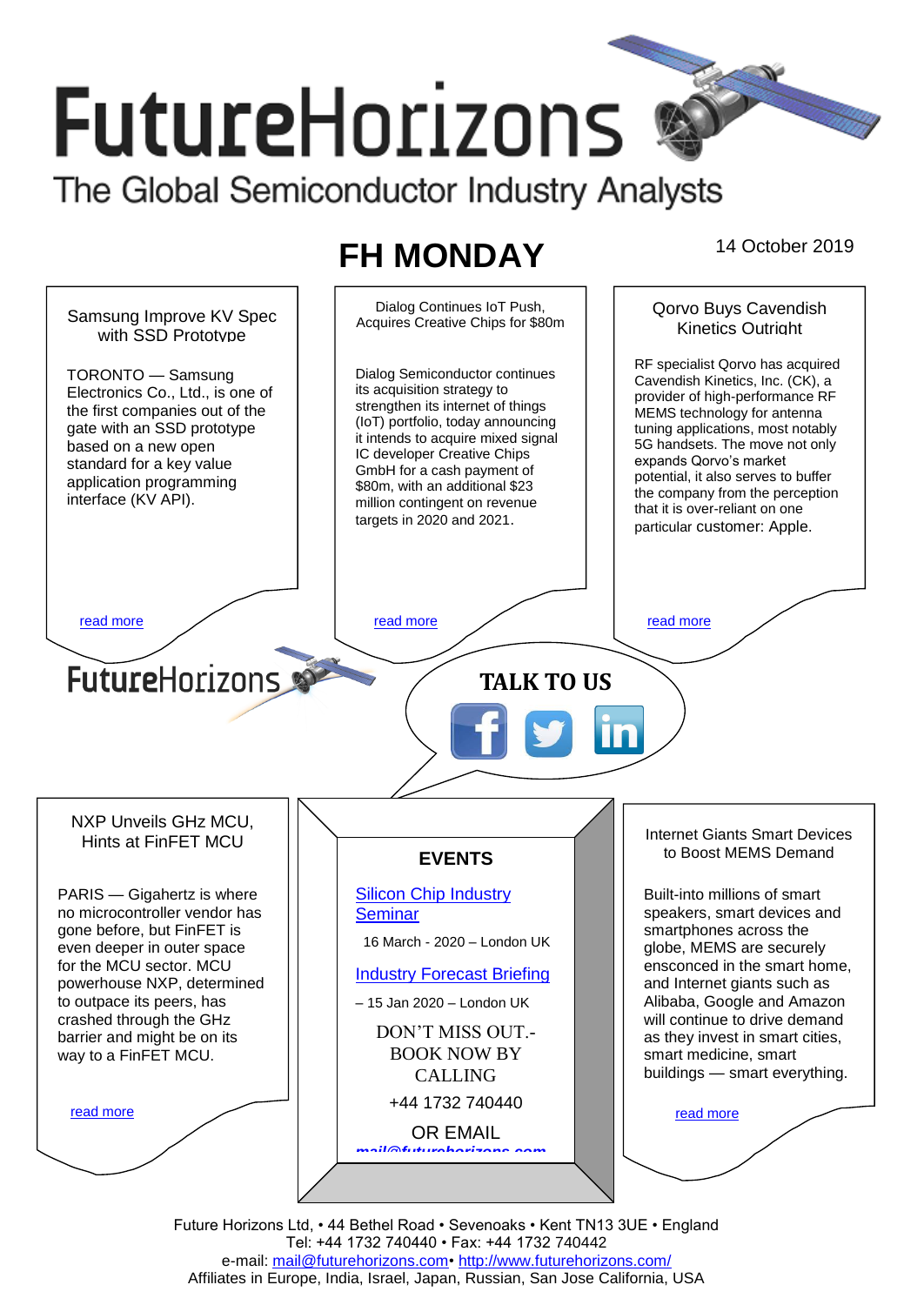# FutureHorizons

The Global Semiconductor Industry Analysts

## FH MONDAY

14 October 2019

### Samsung Improve KV Spec with SSD Prototype

TORONTO — Samsung Electronics Co., Ltd., is one of the first companies out of the gate with an SSD prototype based on a new open standard for a key value application programming interface (KV API).

read more

### Dialog Continues IoT Push, Acquires Creative Chips for $80m

Dialog Semiconductor continues its acquisition strategy to strengthen its internet of things (IoT) portfolio, today announcing it intends to acquire mixed signal IC developer Creative Chips GmbH for a cash payment of $80m, with an additional $23 million contingent on revenue targets in 2020 and 2021.

read more

### Qorvo Buys Cavendish Kinetics Outright

RF specialist Qorvo has acquired Cavendish Kinetics, Inc. (CK), a provider of high-performance RF MEMS technology for antenna tuning applications, most notably 5G handsets. The move not only expands Qorvo's market potential, it also serves to buffer the company from the perception that it is over-reliant on one particular customer: Apple.

read more

FutureHorizons

**TALK TO US**

### NXP Unveils GHz MCU, Hints at FinFET MCU

PARIS — Gigahertz is where no microcontroller vendor has gone before, but FinFET is even deeper in outer space for the MCU sector. MCU powerhouse NXP, determined to outpace its peers, has crashed through the GHz barrier and might be on its way to a FinFET MCU.

read more

### EVENTS

Silicon Chip Industry Seminar

16 March - 2020 – London UK

Industry Forecast Briefing

– 15 Jan 2020 – London UK

DON'T MISS OUT.- BOOK NOW BY CALLING

+44 1732 740440

OR EMAIL

mail@futurehorizons.com

### Internet Giants Smart Devices to Boost MEMS Demand

Built-into millions of smart speakers, smart devices and smartphones across the globe, MEMS are securely ensconced in the smart home, and Internet giants such as Alibaba, Google and Amazon will continue to drive demand as they invest in smart cities, smart medicine, smart buildings — smart everything.

read more

Future Horizons Ltd, • 44 Bethel Road • Sevenoaks • Kent TN13 3UE • England
Tel: +44 1732 740440 • Fax: +44 1732 740442
e-mail: mail@futurehorizons.com• http://www.futurehorizons.com/
Affiliates in Europe, India, Israel, Japan, Russian, San Jose California, USA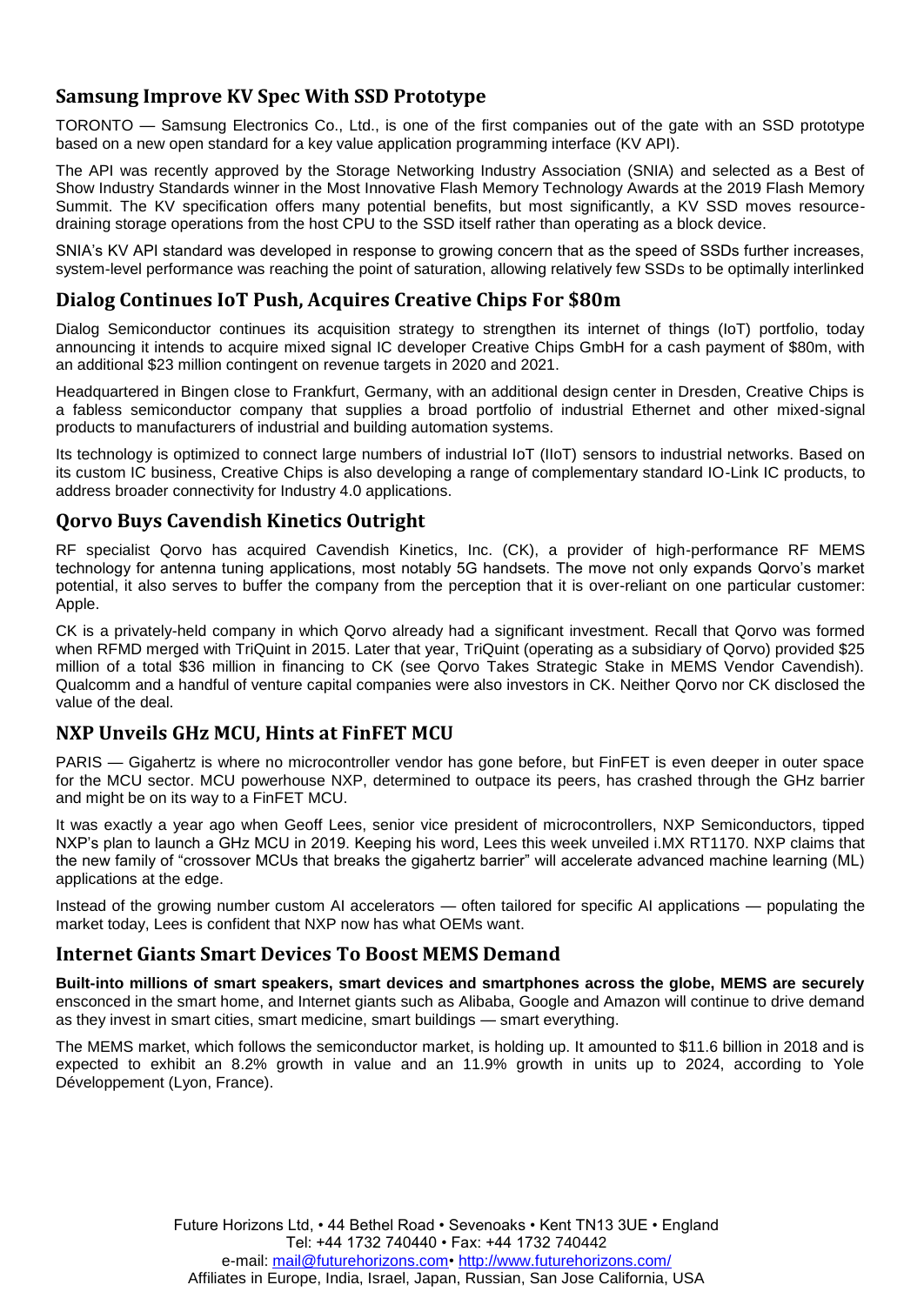## Samsung Improve KV Spec With SSD Prototype

TORONTO — Samsung Electronics Co., Ltd., is one of the first companies out of the gate with an SSD prototype based on a new open standard for a key value application programming interface (KV API).

The API was recently approved by the Storage Networking Industry Association (SNIA) and selected as a Best of Show Industry Standards winner in the Most Innovative Flash Memory Technology Awards at the 2019 Flash Memory Summit. The KV specification offers many potential benefits, but most significantly, a KV SSD moves resource-draining storage operations from the host CPU to the SSD itself rather than operating as a block device.

SNIA's KV API standard was developed in response to growing concern that as the speed of SSDs further increases, system-level performance was reaching the point of saturation, allowing relatively few SSDs to be optimally interlinked

## Dialog Continues IoT Push, Acquires Creative Chips For $80m

Dialog Semiconductor continues its acquisition strategy to strengthen its internet of things (IoT) portfolio, today announcing it intends to acquire mixed signal IC developer Creative Chips GmbH for a cash payment of $80m, with an additional $23 million contingent on revenue targets in 2020 and 2021.

Headquartered in Bingen close to Frankfurt, Germany, with an additional design center in Dresden, Creative Chips is a fabless semiconductor company that supplies a broad portfolio of industrial Ethernet and other mixed-signal products to manufacturers of industrial and building automation systems.

Its technology is optimized to connect large numbers of industrial IoT (IIoT) sensors to industrial networks. Based on its custom IC business, Creative Chips is also developing a range of complementary standard IO-Link IC products, to address broader connectivity for Industry 4.0 applications.

## Qorvo Buys Cavendish Kinetics Outright

RF specialist Qorvo has acquired Cavendish Kinetics, Inc. (CK), a provider of high-performance RF MEMS technology for antenna tuning applications, most notably 5G handsets. The move not only expands Qorvo's market potential, it also serves to buffer the company from the perception that it is over-reliant on one particular customer: Apple.

CK is a privately-held company in which Qorvo already had a significant investment. Recall that Qorvo was formed when RFMD merged with TriQuint in 2015. Later that year, TriQuint (operating as a subsidiary of Qorvo) provided $25 million of a total $36 million in financing to CK (see Qorvo Takes Strategic Stake in MEMS Vendor Cavendish). Qualcomm and a handful of venture capital companies were also investors in CK. Neither Qorvo nor CK disclosed the value of the deal.

## NXP Unveils GHz MCU, Hints at FinFET MCU

PARIS — Gigahertz is where no microcontroller vendor has gone before, but FinFET is even deeper in outer space for the MCU sector. MCU powerhouse NXP, determined to outpace its peers, has crashed through the GHz barrier and might be on its way to a FinFET MCU.

It was exactly a year ago when Geoff Lees, senior vice president of microcontrollers, NXP Semiconductors, tipped NXP's plan to launch a GHz MCU in 2019. Keeping his word, Lees this week unveiled i.MX RT1170. NXP claims that the new family of "crossover MCUs that breaks the gigahertz barrier" will accelerate advanced machine learning (ML) applications at the edge.

Instead of the growing number custom AI accelerators — often tailored for specific AI applications — populating the market today, Lees is confident that NXP now has what OEMs want.

## Internet Giants Smart Devices To Boost MEMS Demand

**Built-into millions of smart speakers, smart devices and smartphones across the globe, MEMS are securely** ensconced in the smart home, and Internet giants such as Alibaba, Google and Amazon will continue to drive demand as they invest in smart cities, smart medicine, smart buildings — smart everything.

The MEMS market, which follows the semiconductor market, is holding up. It amounted to $11.6 billion in 2018 and is expected to exhibit an 8.2% growth in value and an 11.9% growth in units up to 2024, according to Yole Développement (Lyon, France).

Future Horizons Ltd, • 44 Bethel Road • Sevenoaks • Kent TN13 3UE • England
Tel: +44 1732 740440 • Fax: +44 1732 740442
e-mail: mail@futurehorizons.com• http://www.futurehorizons.com/
Affiliates in Europe, India, Israel, Japan, Russian, San Jose California, USA